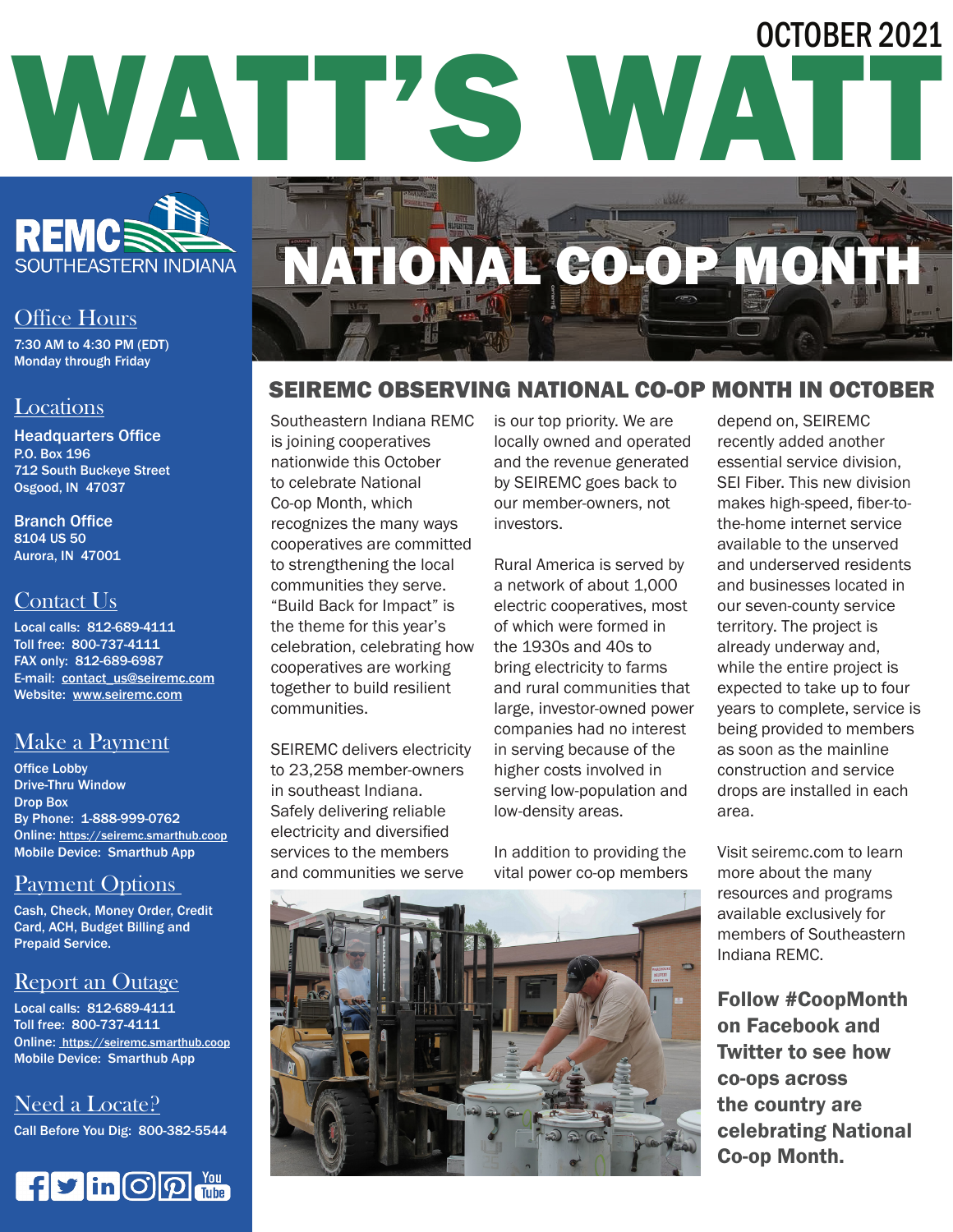OCTOBER 2021

# WATT'S WATT

**REMC SOUTHEASTERN INDIANA**

## Office Hours

**7:30 AM to 4:30 PM (EDT)**
**Monday through Friday**

## Locations

**Headquarters Office**
**P.O. Box 196**
**712 South Buckeye Street**
**Osgood, IN 47037**

**Branch Office**
**8104 US 50**
**Aurora, IN 47001**

## Contact Us

**Local calls: 812-689-4111**
**Toll free: 800-737-4111**
**FAX only: 812-689-6987**
**E-mail: contact_us@seiremc.com**
**Website: www.seiremc.com**

## Make a Payment

**Office Lobby**
**Drive-Thru Window**
**Drop Box**
**By Phone: 1-888-999-0762**
**Online: https://seiremc.smarthub.coop**
**Mobile Device: Smarthub App**

## Payment Options

**Cash, Check, Money Order, Credit Card, ACH, Budget Billing and Prepaid Service.**

## Report an Outage

**Local calls: 812-689-4111**
**Toll free: 800-737-4111**
**Online: https://seiremc.smarthub.coop**
**Mobile Device: Smarthub App**

## Need a Locate?

**Call Before You Dig: 800-382-5544**

# NATIONAL CO-OP MONTH

## SEIREMC OBSERVING NATIONAL CO-OP MONTH IN OCTOBER

Southeastern Indiana REMC is joining cooperatives nationwide this October to celebrate National Co-op Month, which recognizes the many ways cooperatives are committed to strengthening the local communities they serve. "Build Back for Impact" is the theme for this year's celebration, celebrating how cooperatives are working together to build resilient communities.

SEIREMC delivers electricity to 23,258 member-owners in southeast Indiana. Safely delivering reliable electricity and diversified services to the members and communities we serve is our top priority. We are locally owned and operated and the revenue generated by SEIREMC goes back to our member-owners, not investors.

Rural America is served by a network of about 1,000 electric cooperatives, most of which were formed in the 1930s and 40s to bring electricity to farms and rural communities that large, investor-owned power companies had no interest in serving because of the higher costs involved in serving low-population and low-density areas.

In addition to providing the vital power co-op members depend on, SEIREMC recently added another essential service division, SEI Fiber. This new division makes high-speed, fiber-to-the-home internet service available to the unserved and underserved residents and businesses located in our seven-county service territory. The project is already underway and, while the entire project is expected to take up to four years to complete, service is being provided to members as soon as the mainline construction and service drops are installed in each area.

Visit seiremc.com to learn more about the many resources and programs available exclusively for members of Southeastern Indiana REMC.

**Follow #CoopMonth on Facebook and Twitter to see how co-ops across the country are celebrating National Co-op Month.**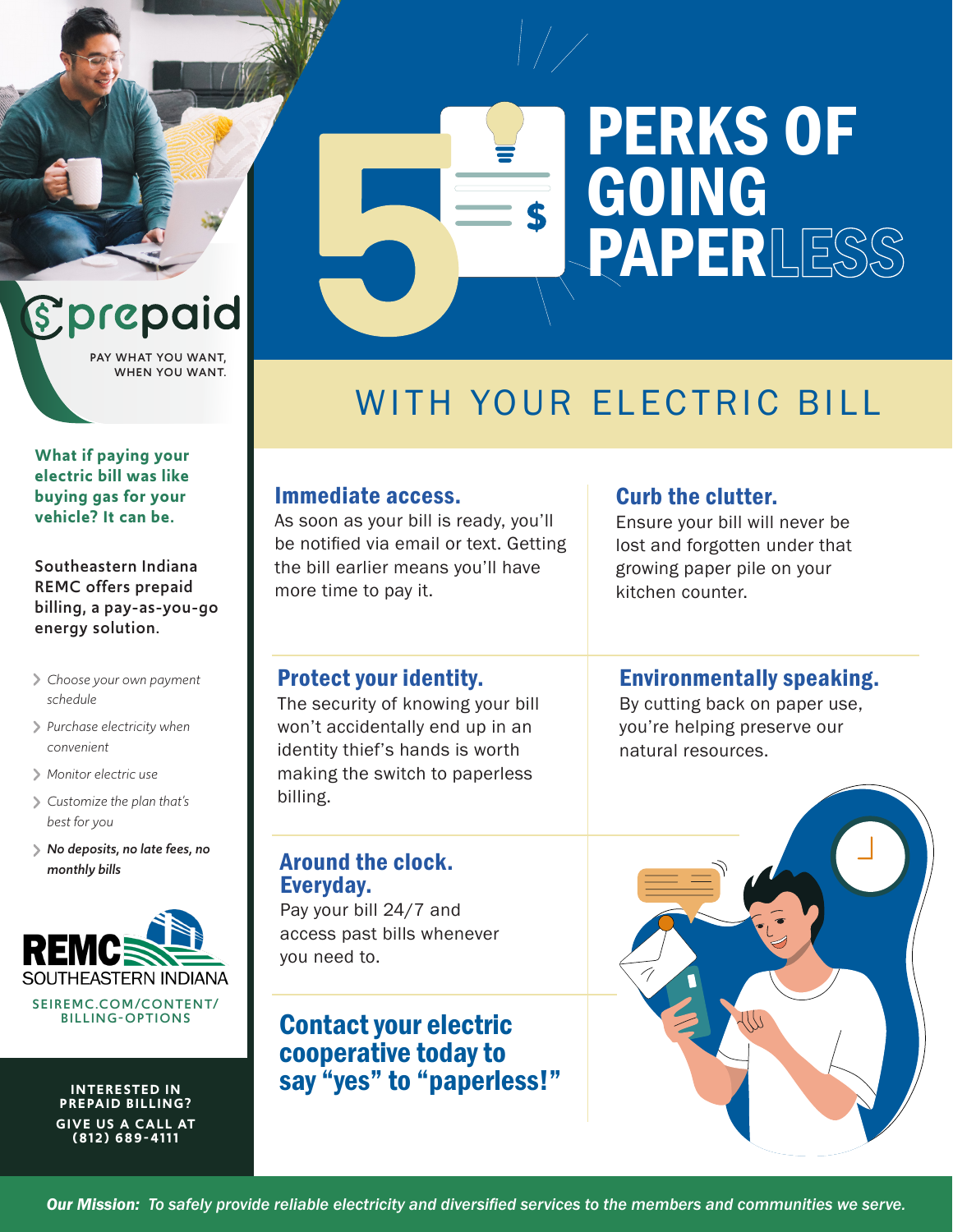# 5 PERKS OF GOING PAPERLESS

## WITH YOUR ELECTRIC BILL

### Immediate access.

As soon as your bill is ready, you'll be notified via email or text. Getting the bill earlier means you'll have more time to pay it.

### Curb the clutter.

Ensure your bill will never be lost and forgotten under that growing paper pile on your kitchen counter.

### Protect your identity.

The security of knowing your bill won't accidentally end up in an identity thief's hands is worth making the switch to paperless billing.

### Environmentally speaking.

By cutting back on paper use, you're helping preserve our natural resources.

### Around the clock. Everyday.

Pay your bill 24/7 and access past bills whenever you need to.

**Contact your electric cooperative today to say "yes" to "paperless!"**

## prepaid

PAY WHAT YOU WANT, WHEN YOU WANT.

**What if paying your electric bill was like buying gas for your vehicle? It can be.**

Southeastern Indiana REMC offers prepaid billing, a pay-as-you-go energy solution.

- *Choose your own payment schedule*
- *Purchase electricity when convenient*
- *Monitor electric use*
- *Customize the plan that's best for you*
- ***No deposits, no late fees, no monthly bills***

REMC SOUTHEASTERN INDIANA

SEIREMC.COM/CONTENT/BILLING-OPTIONS

**INTERESTED IN PREPAID BILLING?**
**GIVE US A CALL AT (812) 689-4111**

***Our Mission:** To safely provide reliable electricity and diversified services to the members and communities we serve.*